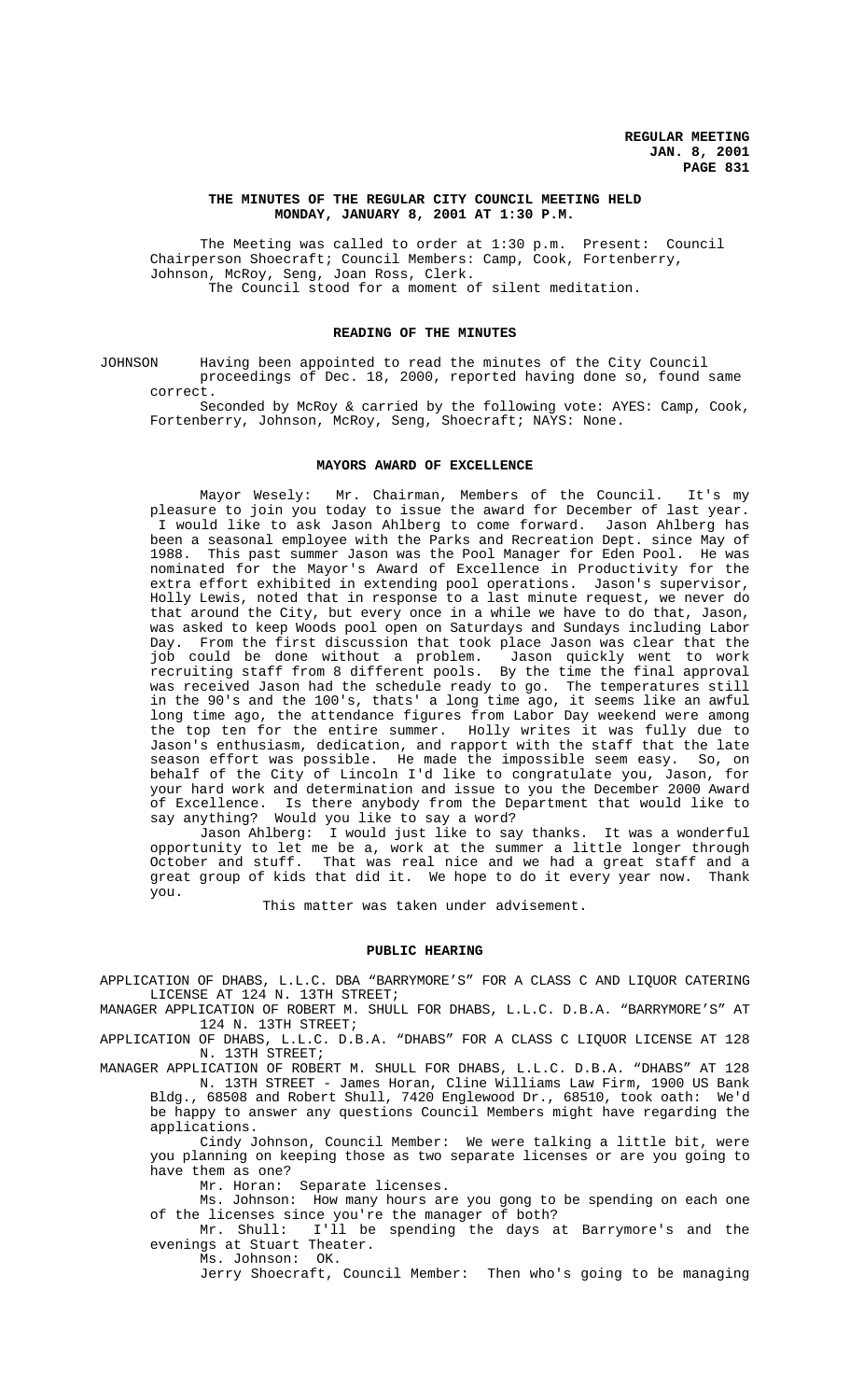# THE MINUTES OF THE REGULAR CITY COUNCIL MEETING HELD MONDAY, JANUARY 8, 2001 AT 1:30 P.M.

The Meeting was called to order at 1:30 p.m. Present: Council Chairperson Shoecraft; Council Members: Camp, Cook, Fortenberry, Johnson, McRoy, Seng, Joan Ross, Clerk.
The Council stood for a moment of silent meditation.

## READING OF THE MINUTES

JOHNSON Having been appointed to read the minutes of the City Council proceedings of Dec. 18, 2000, reported having done so, found same correct.

Seconded by McRoy & carried by the following vote: AYES: Camp, Cook, Fortenberry, Johnson, McRoy, Seng, Shoecraft; NAYS: None.

## MAYORS AWARD OF EXCELLENCE

Mayor Wesely: Mr. Chairman, Members of the Council. It's my pleasure to join you today to issue the award for December of last year. I would like to ask Jason Ahlberg to come forward. Jason Ahlberg has been a seasonal employee with the Parks and Recreation Dept. since May of 1988. This past summer Jason was the Pool Manager for Eden Pool. He was nominated for the Mayor's Award of Excellence in Productivity for the extra effort exhibited in extending pool operations. Jason's supervisor, Holly Lewis, noted that in response to a last minute request, we never do that around the City, but every once in a while we have to do that, Jason, was asked to keep Woods pool open on Saturdays and Sundays including Labor Day. From the first discussion that took place Jason was clear that the job could be done without a problem. Jason quickly went to work recruiting staff from 8 different pools. By the time the final approval was received Jason had the schedule ready to go. The temperatures still in the 90's and the 100's, thats' a long time ago, it seems like an awful long time ago, the attendance figures from Labor Day weekend were among the top ten for the entire summer. Holly writes it was fully due to Jason's enthusiasm, dedication, and rapport with the staff that the late season effort was possible. He made the impossible seem easy. So, on behalf of the City of Lincoln I'd like to congratulate you, Jason, for your hard work and determination and issue to you the December 2000 Award of Excellence. Is there anybody from the Department that would like to say anything? Would you like to say a word?

Jason Ahlberg: I would just like to say thanks. It was a wonderful opportunity to let me be a, work at the summer a little longer through October and stuff. That was real nice and we had a great staff and a great group of kids that did it. We hope to do it every year now. Thank you.

This matter was taken under advisement.

## PUBLIC HEARING

APPLICATION OF DHABS, L.L.C. DBA "BARRYMORE'S" FOR A CLASS C AND LIQUOR CATERING LICENSE AT 124 N. 13TH STREET;

MANAGER APPLICATION OF ROBERT M. SHULL FOR DHABS, L.L.C. D.B.A. "BARRYMORE'S" AT 124 N. 13TH STREET;

APPLICATION OF DHABS, L.L.C. D.B.A. "DHABS" FOR A CLASS C LIQUOR LICENSE AT 128 N. 13TH STREET;

MANAGER APPLICATION OF ROBERT M. SHULL FOR DHABS, L.L.C. D.B.A. "DHABS" AT 128 N. 13TH STREET - James Horan, Cline Williams Law Firm, 1900 US Bank Bldg., 68508 and Robert Shull, 7420 Englewood Dr., 68510, took oath: We'd be happy to answer any questions Council Members might have regarding the applications.

Cindy Johnson, Council Member: We were talking a little bit, were you planning on keeping those as two separate licenses or are you going to have them as one?

Mr. Horan: Separate licenses.

Ms. Johnson: How many hours are you gong to be spending on each one of the licenses since you're the manager of both?

Mr. Shull: I'll be spending the days at Barrymore's and the evenings at Stuart Theater.

Ms. Johnson: OK.

Jerry Shoecraft, Council Member: Then who's going to be managing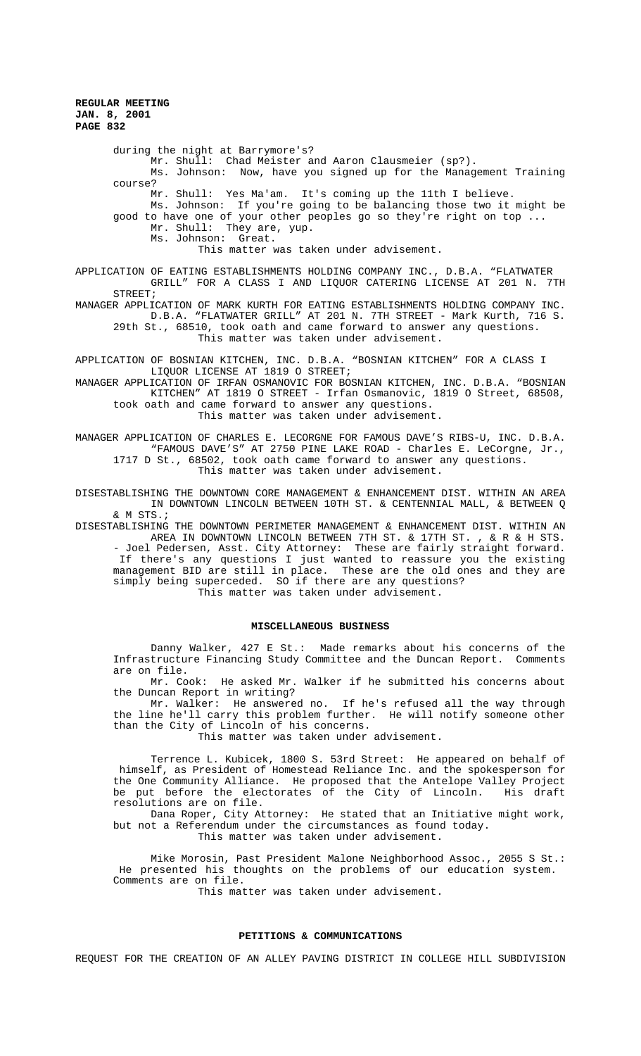during the night at Barrymore's?

Mr. Shull: Chad Meister and Aaron Clausmeier (sp?).

Ms. Johnson: Now, have you signed up for the Management Training course?

Mr. Shull: Yes Ma'am. It's coming up the 11th I believe.

Ms. Johnson: If you're going to be balancing those two it might be good to have one of your other peoples go so they're right on top ...

Mr. Shull: They are, yup.

Ms. Johnson: Great.

This matter was taken under advisement.

APPLICATION OF EATING ESTABLISHMENTS HOLDING COMPANY INC., D.B.A. "FLATWATER GRILL" FOR A CLASS I AND LIQUOR CATERING LICENSE AT 201 N. 7TH STREET;

MANAGER APPLICATION OF MARK KURTH FOR EATING ESTABLISHMENTS HOLDING COMPANY INC. D.B.A. "FLATWATER GRILL" AT 201 N. 7TH STREET - Mark Kurth, 716 S. 29th St., 68510, took oath and came forward to answer any questions.

This matter was taken under advisement.

APPLICATION OF BOSNIAN KITCHEN, INC. D.B.A. "BOSNIAN KITCHEN" FOR A CLASS I LIQUOR LICENSE AT 1819 O STREET;

MANAGER APPLICATION OF IRFAN OSMANOVIC FOR BOSNIAN KITCHEN, INC. D.B.A. "BOSNIAN KITCHEN" AT 1819 O STREET - Irfan Osmanovic, 1819 O Street, 68508, took oath and came forward to answer any questions.

This matter was taken under advisement.

MANAGER APPLICATION OF CHARLES E. LECORGNE FOR FAMOUS DAVE'S RIBS-U, INC. D.B.A. "FAMOUS DAVE'S" AT 2750 PINE LAKE ROAD - Charles E. LeCorgne, Jr., 1717 D St., 68502, took oath came forward to answer any questions.

This matter was taken under advisement.

DISESTABLISHING THE DOWNTOWN CORE MANAGEMENT & ENHANCEMENT DIST. WITHIN AN AREA IN DOWNTOWN LINCOLN BETWEEN 10TH ST. & CENTENNIAL MALL, & BETWEEN Q & M STS.;

DISESTABLISHING THE DOWNTOWN PERIMETER MANAGEMENT & ENHANCEMENT DIST. WITHIN AN AREA IN DOWNTOWN LINCOLN BETWEEN 7TH ST. & 17TH ST. , & R & H STS. - Joel Pedersen, Asst. City Attorney: These are fairly straight forward. If there's any questions I just wanted to reassure you the existing management BID are still in place. These are the old ones and they are simply being superceded. SO if there are any questions?

This matter was taken under advisement.

## MISCELLANEOUS BUSINESS

Danny Walker, 427 E St.: Made remarks about his concerns of the Infrastructure Financing Study Committee and the Duncan Report. Comments are on file.

Mr. Cook: He asked Mr. Walker if he submitted his concerns about the Duncan Report in writing?

Mr. Walker: He answered no. If he's refused all the way through the line he'll carry this problem further. He will notify someone other than the City of Lincoln of his concerns.

This matter was taken under advisement.

Terrence L. Kubicek, 1800 S. 53rd Street: He appeared on behalf of himself, as President of Homestead Reliance Inc. and the spokesperson for the One Community Alliance. He proposed that the Antelope Valley Project be put before the electorates of the City of Lincoln. His draft resolutions are on file.

Dana Roper, City Attorney: He stated that an Initiative might work, but not a Referendum under the circumstances as found today.

This matter was taken under advisement.

Mike Morosin, Past President Malone Neighborhood Assoc., 2055 S St.: He presented his thoughts on the problems of our education system. Comments are on file.

This matter was taken under advisement.

## PETITIONS & COMMUNICATIONS

REQUEST FOR THE CREATION OF AN ALLEY PAVING DISTRICT IN COLLEGE HILL SUBDIVISION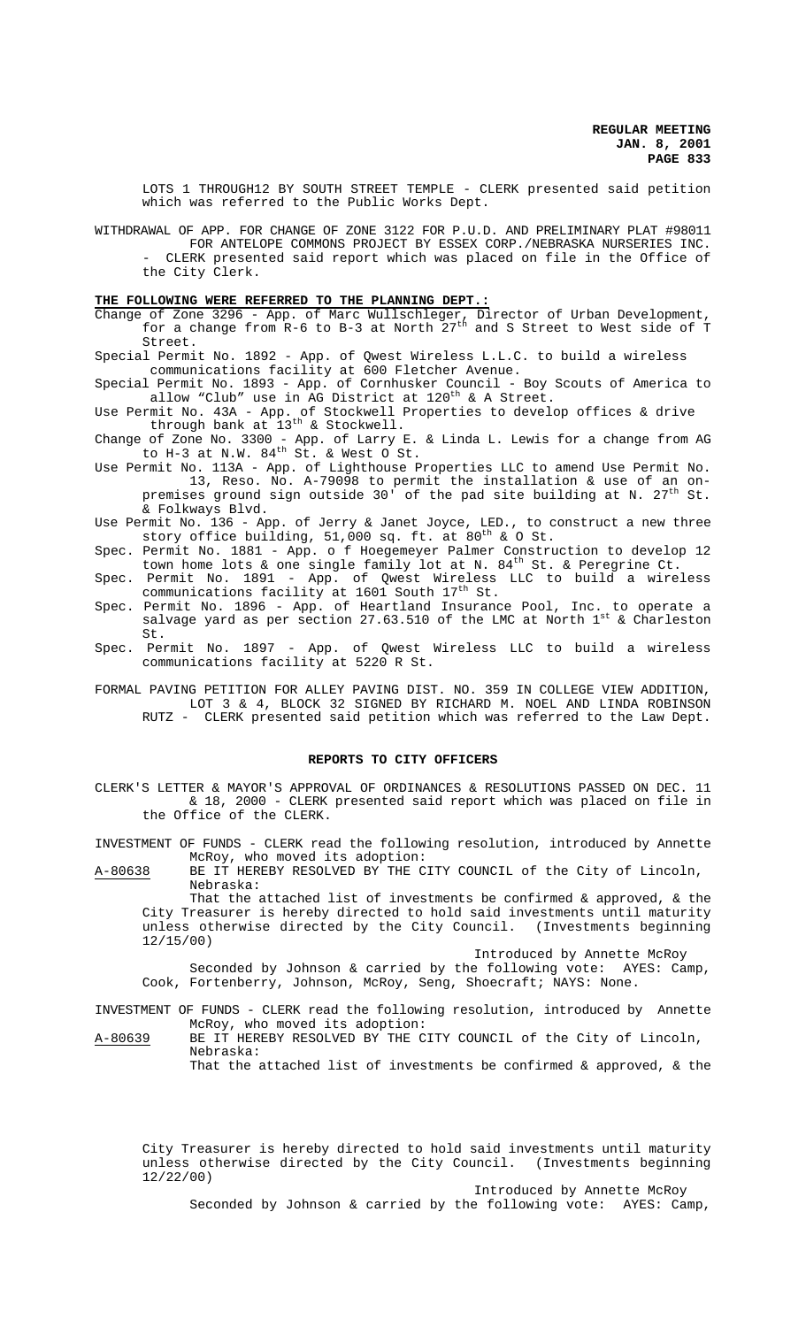LOTS 1 THROUGH12 BY SOUTH STREET TEMPLE - CLERK presented said petition which was referred to the Public Works Dept.

WITHDRAWAL OF APP. FOR CHANGE OF ZONE 3122 FOR P.U.D. AND PRELIMINARY PLAT #98011 FOR ANTELOPE COMMONS PROJECT BY ESSEX CORP./NEBRASKA NURSERIES INC. - CLERK presented said report which was placed on file in the Office of the City Clerk.

**THE FOLLOWING WERE REFERRED TO THE PLANNING DEPT.:**

Change of Zone 3296 - App. of Marc Wullschleger, Director of Urban Development, for a change from R-6 to B-3 at North 27th and S Street to West side of T Street.

Special Permit No. 1892 - App. of Qwest Wireless L.L.C. to build a wireless communications facility at 600 Fletcher Avenue.

Special Permit No. 1893 - App. of Cornhusker Council - Boy Scouts of America to allow "Club" use in AG District at 120th & A Street.

Use Permit No. 43A - App. of Stockwell Properties to develop offices & drive through bank at 13th & Stockwell.

Change of Zone No. 3300 - App. of Larry E. & Linda L. Lewis for a change from AG to H-3 at N.W. 84th St. & West O St.

Use Permit No. 113A - App. of Lighthouse Properties LLC to amend Use Permit No. 13, Reso. No. A-79098 to permit the installation & use of an on-premises ground sign outside 30' of the pad site building at N. 27th St. & Folkways Blvd.

Use Permit No. 136 - App. of Jerry & Janet Joyce, LED., to construct a new three story office building, 51,000 sq. ft. at 80th & O St.

Spec. Permit No. 1881 - App. o f Hoegemeyer Palmer Construction to develop 12 town home lots & one single family lot at N. 84th St. & Peregrine Ct.

Spec. Permit No. 1891 - App. of Qwest Wireless LLC to build a wireless communications facility at 1601 South 17th St.

Spec. Permit No. 1896 - App. of Heartland Insurance Pool, Inc. to operate a salvage yard as per section 27.63.510 of the LMC at North 1st & Charleston St.

Spec. Permit No. 1897 - App. of Qwest Wireless LLC to build a wireless communications facility at 5220 R St.

FORMAL PAVING PETITION FOR ALLEY PAVING DIST. NO. 359 IN COLLEGE VIEW ADDITION, LOT 3 & 4, BLOCK 32 SIGNED BY RICHARD M. NOEL AND LINDA ROBINSON RUTZ - CLERK presented said petition which was referred to the Law Dept.

## REPORTS TO CITY OFFICERS

CLERK'S LETTER & MAYOR'S APPROVAL OF ORDINANCES & RESOLUTIONS PASSED ON DEC. 11 & 18, 2000 - CLERK presented said report which was placed on file in the Office of the CLERK.

INVESTMENT OF FUNDS - CLERK read the following resolution, introduced by Annette McRoy, who moved its adoption:

A-80638 BE IT HEREBY RESOLVED BY THE CITY COUNCIL of the City of Lincoln, Nebraska:

That the attached list of investments be confirmed & approved, & the City Treasurer is hereby directed to hold said investments until maturity unless otherwise directed by the City Council. (Investments beginning 12/15/00)

Introduced by Annette McRoy

Seconded by Johnson & carried by the following vote: AYES: Camp, Cook, Fortenberry, Johnson, McRoy, Seng, Shoecraft; NAYS: None.

INVESTMENT OF FUNDS - CLERK read the following resolution, introduced by Annette McRoy, who moved its adoption:

A-80639 BE IT HEREBY RESOLVED BY THE CITY COUNCIL of the City of Lincoln, Nebraska:

That the attached list of investments be confirmed & approved, & the City Treasurer is hereby directed to hold said investments until maturity unless otherwise directed by the City Council. (Investments beginning 12/22/00)

Introduced by Annette McRoy

Seconded by Johnson & carried by the following vote: AYES: Camp,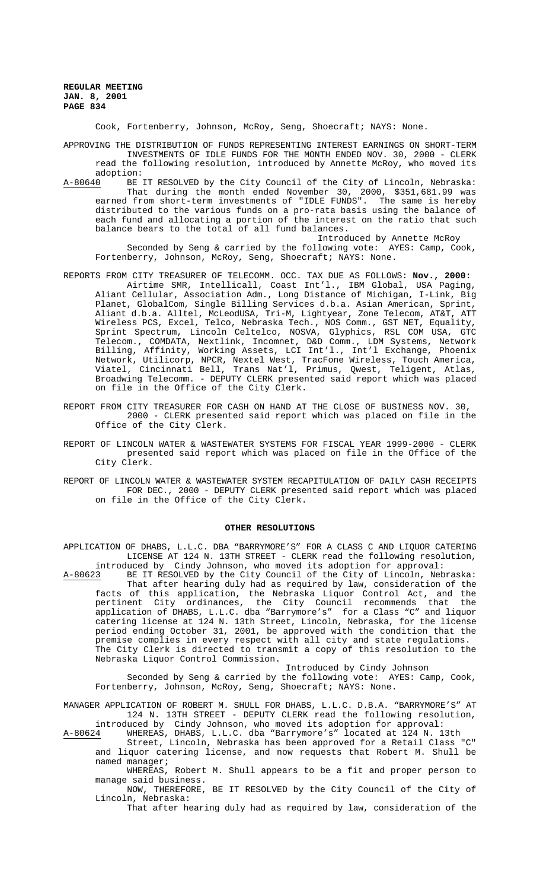Cook, Fortenberry, Johnson, McRoy, Seng, Shoecraft; NAYS: None.

APPROVING THE DISTRIBUTION OF FUNDS REPRESENTING INTEREST EARNINGS ON SHORT-TERM INVESTMENTS OF IDLE FUNDS FOR THE MONTH ENDED NOV. 30, 2000 - CLERK read the following resolution, introduced by Annette McRoy, who moved its adoption:

A-80640 BE IT RESOLVED by the City Council of the City of Lincoln, Nebraska: That during the month ended November 30, 2000, $351,681.99 was earned from short-term investments of "IDLE FUNDS". The same is hereby distributed to the various funds on a pro-rata basis using the balance of each fund and allocating a portion of the interest on the ratio that such balance bears to the total of all fund balances.

Introduced by Annette McRoy

Seconded by Seng & carried by the following vote: AYES: Camp, Cook, Fortenberry, Johnson, McRoy, Seng, Shoecraft; NAYS: None.

REPORTS FROM CITY TREASURER OF TELECOMM. OCC. TAX DUE AS FOLLOWS: **Nov., 2000:** Airtime SMR, Intellicall, Coast Int'l., IBM Global, USA Paging, Aliant Cellular, Association Adm., Long Distance of Michigan, I-Link, Big Planet, GlobalCom, Single Billing Services d.b.a. Asian American, Sprint, Aliant d.b.a. Alltel, McLeodUSA, Tri-M, Lightyear, Zone Telecom, AT&T, ATT Wireless PCS, Excel, Telco, Nebraska Tech., NOS Comm., GST NET, Equality, Sprint Spectrum, Lincoln Celtelco, NOSVA, Glyphics, RSL COM USA, GTC Telecom., COMDATA, Nextlink, Incomnet, D&D Comm., LDM Systems, Network Billing, Affinity, Working Assets, LCI Int'l., Int'l Exchange, Phoenix Network, Utilicorp, NPCR, Nextel West, TracFone Wireless, Touch America, Viatel, Cincinnati Bell, Trans Nat'l, Primus, Qwest, Teligent, Atlas, Broadwing Telecomm. - DEPUTY CLERK presented said report which was placed on file in the Office of the City Clerk.

REPORT FROM CITY TREASURER FOR CASH ON HAND AT THE CLOSE OF BUSINESS NOV. 30, 2000 - CLERK presented said report which was placed on file in the Office of the City Clerk.

REPORT OF LINCOLN WATER & WASTEWATER SYSTEMS FOR FISCAL YEAR 1999-2000 - CLERK presented said report which was placed on file in the Office of the City Clerk.

REPORT OF LINCOLN WATER & WASTEWATER SYSTEM RECAPITULATION OF DAILY CASH RECEIPTS FOR DEC., 2000 - DEPUTY CLERK presented said report which was placed on file in the Office of the City Clerk.

## OTHER RESOLUTIONS

APPLICATION OF DHABS, L.L.C. DBA "BARRYMORE'S" FOR A CLASS C AND LIQUOR CATERING LICENSE AT 124 N. 13TH STREET - CLERK read the following resolution, introduced by Cindy Johnson, who moved its adoption for approval:

A-80623 BE IT RESOLVED by the City Council of the City of Lincoln, Nebraska: That after hearing duly had as required by law, consideration of the facts of this application, the Nebraska Liquor Control Act, and the pertinent City ordinances, the City Council recommends that the application of DHABS, L.L.C. dba "Barrymore's" for a Class "C" and liquor catering license at 124 N. 13th Street, Lincoln, Nebraska, for the license period ending October 31, 2001, be approved with the condition that the premise complies in every respect with all city and state regulations. The City Clerk is directed to transmit a copy of this resolution to the Nebraska Liquor Control Commission.

Introduced by Cindy Johnson

Seconded by Seng & carried by the following vote: AYES: Camp, Cook, Fortenberry, Johnson, McRoy, Seng, Shoecraft; NAYS: None.

MANAGER APPLICATION OF ROBERT M. SHULL FOR DHABS, L.L.C. D.B.A. "BARRYMORE'S" AT 124 N. 13TH STREET - DEPUTY CLERK read the following resolution, introduced by Cindy Johnson, who moved its adoption for approval:

A-80624 WHEREAS, DHABS, L.L.C. dba "Barrymore's" located at 124 N. 13th Street, Lincoln, Nebraska has been approved for a Retail Class "C" and liquor catering license, and now requests that Robert M. Shull be named manager;

WHEREAS, Robert M. Shull appears to be a fit and proper person to manage said business.

NOW, THEREFORE, BE IT RESOLVED by the City Council of the City of Lincoln, Nebraska:

That after hearing duly had as required by law, consideration of the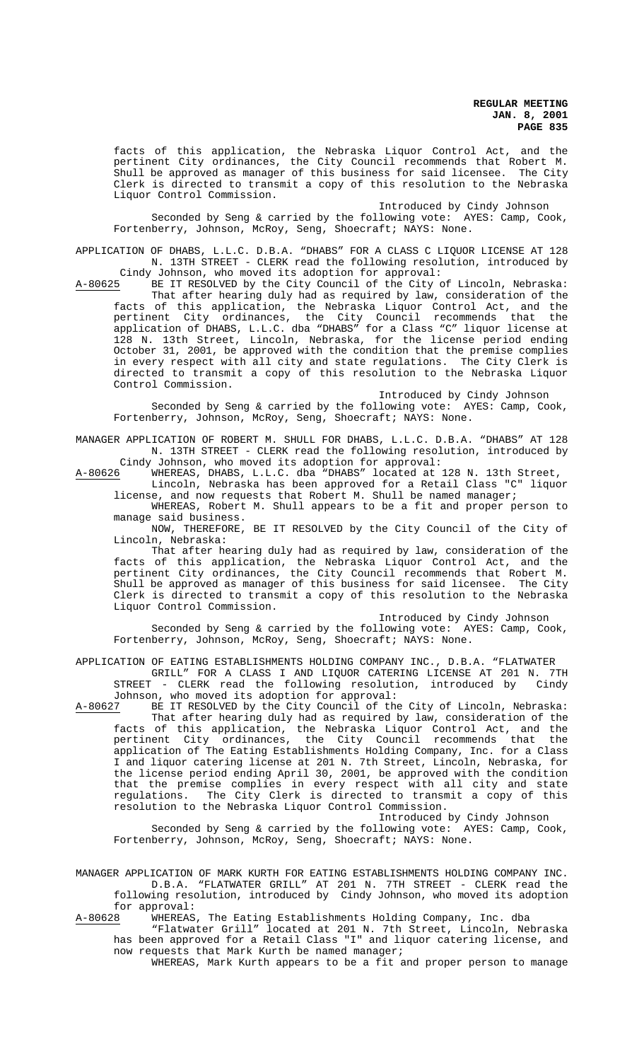facts of this application, the Nebraska Liquor Control Act, and the pertinent City ordinances, the City Council recommends that Robert M. Shull be approved as manager of this business for said licensee. The City Clerk is directed to transmit a copy of this resolution to the Nebraska Liquor Control Commission.

Introduced by Cindy Johnson

Seconded by Seng & carried by the following vote: AYES: Camp, Cook, Fortenberry, Johnson, McRoy, Seng, Shoecraft; NAYS: None.

APPLICATION OF DHABS, L.L.C. D.B.A. "DHABS" FOR A CLASS C LIQUOR LICENSE AT 128 N. 13TH STREET - CLERK read the following resolution, introduced by Cindy Johnson, who moved its adoption for approval:

A-80625 BE IT RESOLVED by the City Council of the City of Lincoln, Nebraska:

That after hearing duly had as required by law, consideration of the facts of this application, the Nebraska Liquor Control Act, and the pertinent City ordinances, the City Council recommends that the application of DHABS, L.L.C. dba "DHABS" for a Class "C" liquor license at 128 N. 13th Street, Lincoln, Nebraska, for the license period ending October 31, 2001, be approved with the condition that the premise complies in every respect with all city and state regulations. The City Clerk is directed to transmit a copy of this resolution to the Nebraska Liquor Control Commission.

Introduced by Cindy Johnson

Seconded by Seng & carried by the following vote: AYES: Camp, Cook, Fortenberry, Johnson, McRoy, Seng, Shoecraft; NAYS: None.

MANAGER APPLICATION OF ROBERT M. SHULL FOR DHABS, L.L.C. D.B.A. "DHABS" AT 128 N. 13TH STREET - CLERK read the following resolution, introduced by Cindy Johnson, who moved its adoption for approval:

A-80626 WHEREAS, DHABS, L.L.C. dba "DHABS" located at 128 N. 13th Street, Lincoln, Nebraska has been approved for a Retail Class "C" liquor license, and now requests that Robert M. Shull be named manager;

WHEREAS, Robert M. Shull appears to be a fit and proper person to manage said business.

NOW, THEREFORE, BE IT RESOLVED by the City Council of the City of Lincoln, Nebraska:

That after hearing duly had as required by law, consideration of the facts of this application, the Nebraska Liquor Control Act, and the pertinent City ordinances, the City Council recommends that Robert M. Shull be approved as manager of this business for said licensee. The City Clerk is directed to transmit a copy of this resolution to the Nebraska Liquor Control Commission.

Introduced by Cindy Johnson

Seconded by Seng & carried by the following vote: AYES: Camp, Cook, Fortenberry, Johnson, McRoy, Seng, Shoecraft; NAYS: None.

APPLICATION OF EATING ESTABLISHMENTS HOLDING COMPANY INC., D.B.A. "FLATWATER GRILL" FOR A CLASS I AND LIQUOR CATERING LICENSE AT 201 N. 7TH STREET - CLERK read the following resolution, introduced by Cindy Johnson, who moved its adoption for approval:

A-80627 BE IT RESOLVED by the City Council of the City of Lincoln, Nebraska:

That after hearing duly had as required by law, consideration of the facts of this application, the Nebraska Liquor Control Act, and the pertinent City ordinances, the City Council recommends that the application of The Eating Establishments Holding Company, Inc. for a Class I and liquor catering license at 201 N. 7th Street, Lincoln, Nebraska, for the license period ending April 30, 2001, be approved with the condition that the premise complies in every respect with all city and state regulations. The City Clerk is directed to transmit a copy of this resolution to the Nebraska Liquor Control Commission.

Introduced by Cindy Johnson

Seconded by Seng & carried by the following vote: AYES: Camp, Cook, Fortenberry, Johnson, McRoy, Seng, Shoecraft; NAYS: None.

MANAGER APPLICATION OF MARK KURTH FOR EATING ESTABLISHMENTS HOLDING COMPANY INC. D.B.A. "FLATWATER GRILL" AT 201 N. 7TH STREET - CLERK read the following resolution, introduced by Cindy Johnson, who moved its adoption for approval:

A-80628 WHEREAS, The Eating Establishments Holding Company, Inc. dba "Flatwater Grill" located at 201 N. 7th Street, Lincoln, Nebraska has been approved for a Retail Class "I" and liquor catering license, and now requests that Mark Kurth be named manager;

WHEREAS, Mark Kurth appears to be a fit and proper person to manage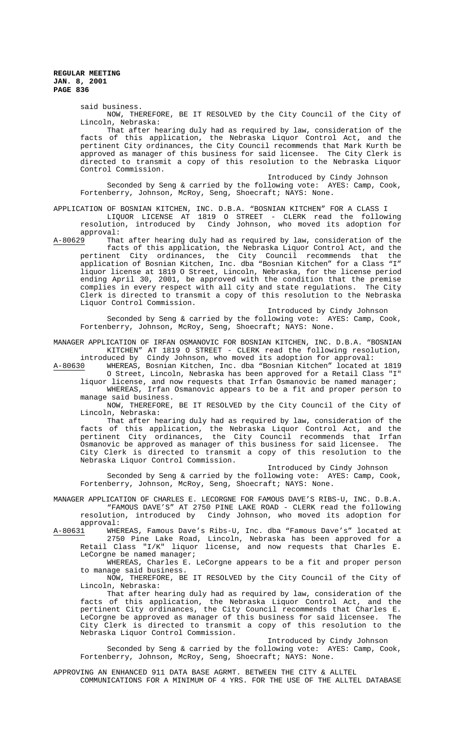said business.

NOW, THEREFORE, BE IT RESOLVED by the City Council of the City of Lincoln, Nebraska:

That after hearing duly had as required by law, consideration of the facts of this application, the Nebraska Liquor Control Act, and the pertinent City ordinances, the City Council recommends that Mark Kurth be approved as manager of this business for said licensee. The City Clerk is directed to transmit a copy of this resolution to the Nebraska Liquor Control Commission.

Introduced by Cindy Johnson

Seconded by Seng & carried by the following vote: AYES: Camp, Cook, Fortenberry, Johnson, McRoy, Seng, Shoecraft; NAYS: None.

APPLICATION OF BOSNIAN KITCHEN, INC. D.B.A. "BOSNIAN KITCHEN" FOR A CLASS I LIQUOR LICENSE AT 1819 O STREET - CLERK read the following resolution, introduced by Cindy Johnson, who moved its adoption for approval:

A-80629 That after hearing duly had as required by law, consideration of the facts of this application, the Nebraska Liquor Control Act, and the pertinent City ordinances, the City Council recommends that the application of Bosnian Kitchen, Inc. dba "Bosnian Kitchen" for a Class "I" liquor license at 1819 O Street, Lincoln, Nebraska, for the license period ending April 30, 2001, be approved with the condition that the premise complies in every respect with all city and state regulations. The City Clerk is directed to transmit a copy of this resolution to the Nebraska Liquor Control Commission.

Introduced by Cindy Johnson

Seconded by Seng & carried by the following vote: AYES: Camp, Cook, Fortenberry, Johnson, McRoy, Seng, Shoecraft; NAYS: None.

MANAGER APPLICATION OF IRFAN OSMANOVIC FOR BOSNIAN KITCHEN, INC. D.B.A. "BOSNIAN KITCHEN" AT 1819 O STREET - CLERK read the following resolution, introduced by Cindy Johnson, who moved its adoption for approval:

A-80630 WHEREAS, Bosnian Kitchen, Inc. dba "Bosnian Kitchen" located at 1819 O Street, Lincoln, Nebraska has been approved for a Retail Class "I" liquor license, and now requests that Irfan Osmanovic be named manager;

WHEREAS, Irfan Osmanovic appears to be a fit and proper person to manage said business.

NOW, THEREFORE, BE IT RESOLVED by the City Council of the City of Lincoln, Nebraska:

That after hearing duly had as required by law, consideration of the facts of this application, the Nebraska Liquor Control Act, and the pertinent City ordinances, the City Council recommends that Irfan Osmanovic be approved as manager of this business for said licensee. The City Clerk is directed to transmit a copy of this resolution to the Nebraska Liquor Control Commission.

Introduced by Cindy Johnson

Seconded by Seng & carried by the following vote: AYES: Camp, Cook, Fortenberry, Johnson, McRoy, Seng, Shoecraft; NAYS: None.

MANAGER APPLICATION OF CHARLES E. LECORGNE FOR FAMOUS DAVE'S RIBS-U, INC. D.B.A. "FAMOUS DAVE'S" AT 2750 PINE LAKE ROAD - CLERK read the following resolution, introduced by Cindy Johnson, who moved its adoption for approval:

A-80631 WHEREAS, Famous Dave's Ribs-U, Inc. dba "Famous Dave's" located at 2750 Pine Lake Road, Lincoln, Nebraska has been approved for a Retail Class "I/K" liquor license, and now requests that Charles E. LeCorgne be named manager;

WHEREAS, Charles E. LeCorgne appears to be a fit and proper person to manage said business.

NOW, THEREFORE, BE IT RESOLVED by the City Council of the City of Lincoln, Nebraska:

That after hearing duly had as required by law, consideration of the facts of this application, the Nebraska Liquor Control Act, and the pertinent City ordinances, the City Council recommends that Charles E. LeCorgne be approved as manager of this business for said licensee. The City Clerk is directed to transmit a copy of this resolution to the Nebraska Liquor Control Commission.

Introduced by Cindy Johnson

Seconded by Seng & carried by the following vote: AYES: Camp, Cook, Fortenberry, Johnson, McRoy, Seng, Shoecraft; NAYS: None.

APPROVING AN ENHANCED 911 DATA BASE AGRMT. BETWEEN THE CITY & ALLTEL COMMUNICATIONS FOR A MINIMUM OF 4 YRS. FOR THE USE OF THE ALLTEL DATABASE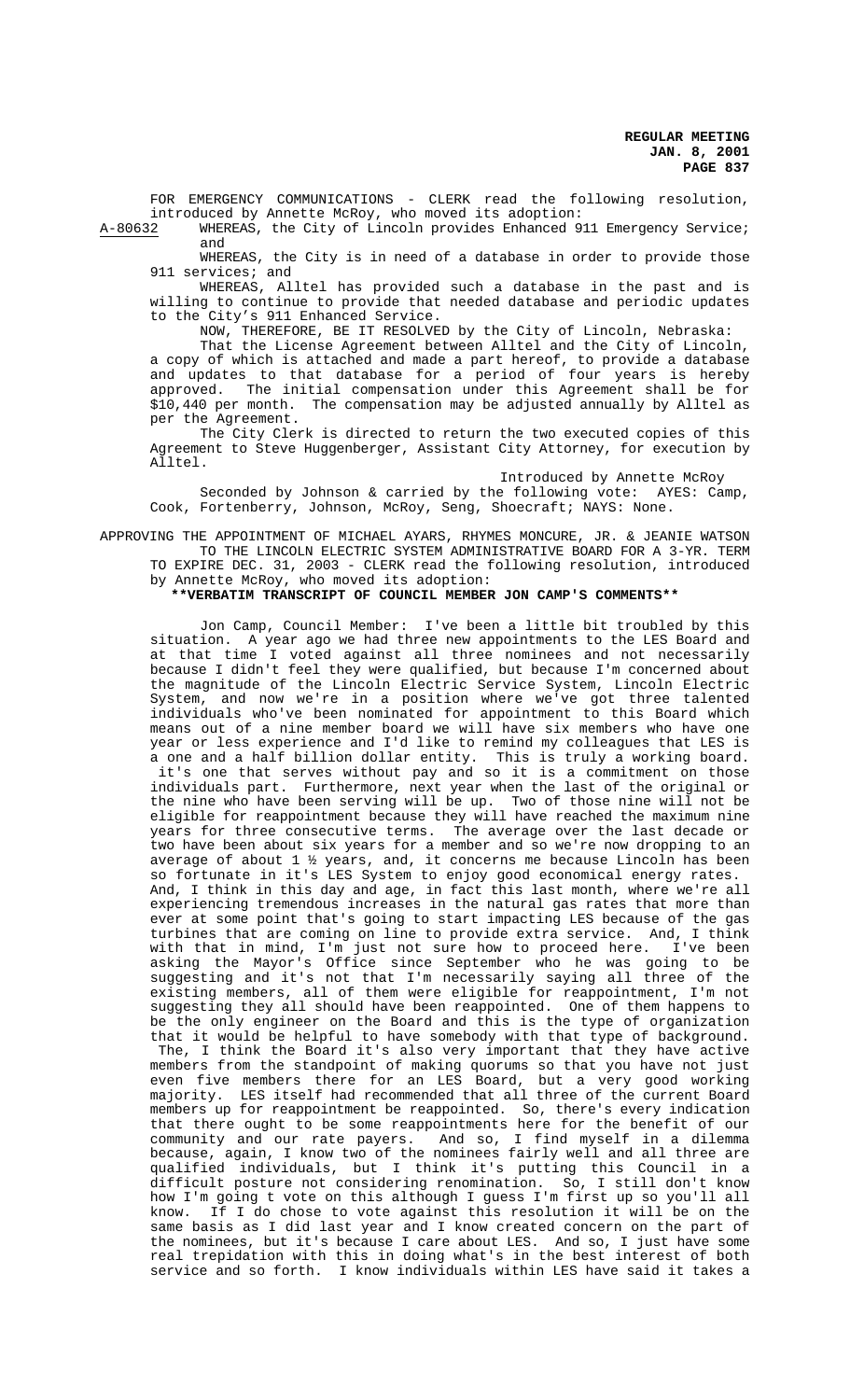FOR EMERGENCY COMMUNICATIONS - CLERK read the following resolution, introduced by Annette McRoy, who moved its adoption:

A-80632 WHEREAS, the City of Lincoln provides Enhanced 911 Emergency Service; and

WHEREAS, the City is in need of a database in order to provide those 911 services; and

WHEREAS, Alltel has provided such a database in the past and is willing to continue to provide that needed database and periodic updates to the City's 911 Enhanced Service.

NOW, THEREFORE, BE IT RESOLVED by the City of Lincoln, Nebraska:

That the License Agreement between Alltel and the City of Lincoln, a copy of which is attached and made a part hereof, to provide a database and updates to that database for a period of four years is hereby approved. The initial compensation under this Agreement shall be for $10,440 per month. The compensation may be adjusted annually by Alltel as per the Agreement.

The City Clerk is directed to return the two executed copies of this Agreement to Steve Huggenberger, Assistant City Attorney, for execution by Alltel.

Introduced by Annette McRoy

Seconded by Johnson & carried by the following vote: AYES: Camp, Cook, Fortenberry, Johnson, McRoy, Seng, Shoecraft; NAYS: None.

APPROVING THE APPOINTMENT OF MICHAEL AYARS, RHYMES MONCURE, JR. & JEANIE WATSON TO THE LINCOLN ELECTRIC SYSTEM ADMINISTRATIVE BOARD FOR A 3-YR. TERM TO EXPIRE DEC. 31, 2003 - CLERK read the following resolution, introduced by Annette McRoy, who moved its adoption:

**\*\*VERBATIM TRANSCRIPT OF COUNCIL MEMBER JON CAMP'S COMMENTS\*\***

Jon Camp, Council Member: I've been a little bit troubled by this situation. A year ago we had three new appointments to the LES Board and at that time I voted against all three nominees and not necessarily because I didn't feel they were qualified, but because I'm concerned about the magnitude of the Lincoln Electric Service System, Lincoln Electric System, and now we're in a position where we've got three talented individuals who've been nominated for appointment to this Board which means out of a nine member board we will have six members who have one year or less experience and I'd like to remind my colleagues that LES is a one and a half billion dollar entity. This is truly a working board. it's one that serves without pay and so it is a commitment on those individuals part. Furthermore, next year when the last of the original or the nine who have been serving will be up. Two of those nine will not be eligible for reappointment because they will have reached the maximum nine years for three consecutive terms. The average over the last decade or two have been about six years for a member and so we're now dropping to an average of about 1 ½ years, and, it concerns me because Lincoln has been so fortunate in it's LES System to enjoy good economical energy rates. And, I think in this day and age, in fact this last month, where we're all experiencing tremendous increases in the natural gas rates that more than ever at some point that's going to start impacting LES because of the gas turbines that are coming on line to provide extra service. And, I think with that in mind, I'm just not sure how to proceed here. I've been asking the Mayor's Office since September who he was going to be suggesting and it's not that I'm necessarily saying all three of the existing members, all of them were eligible for reappointment, I'm not suggesting they all should have been reappointed. One of them happens to be the only engineer on the Board and this is the type of organization that it would be helpful to have somebody with that type of background. The, I think the Board it's also very important that they have active members from the standpoint of making quorums so that you have not just even five members there for an LES Board, but a very good working majority. LES itself had recommended that all three of the current Board members up for reappointment be reappointed. So, there's every indication that there ought to be some reappointments here for the benefit of our community and our rate payers. And so, I find myself in a dilemma because, again, I know two of the nominees fairly well and all three are qualified individuals, but I think it's putting this Council in a difficult posture not considering renomination. So, I still don't know how I'm going t vote on this although I guess I'm first up so you'll all know. If I do chose to vote against this resolution it will be on the same basis as I did last year and I know created concern on the part of the nominees, but it's because I care about LES. And so, I just have some real trepidation with this in doing what's in the best interest of both service and so forth. I know individuals within LES have said it takes a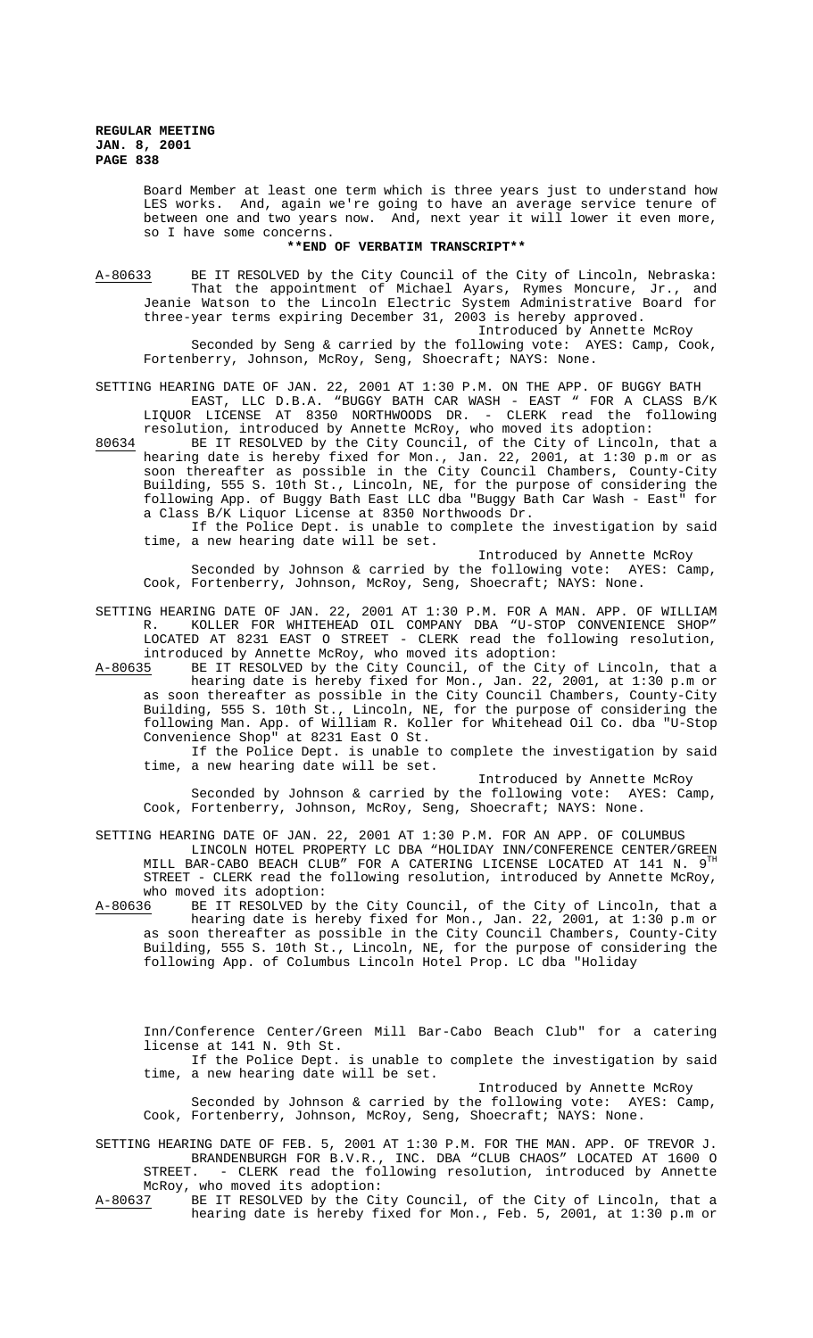Board Member at least one term which is three years just to understand how LES works. And, again we're going to have an average service tenure of between one and two years now. And, next year it will lower it even more, so I have some concerns.

**\*\*END OF VERBATIM TRANSCRIPT\*\***

A-80633 BE IT RESOLVED by the City Council of the City of Lincoln, Nebraska: That the appointment of Michael Ayars, Rymes Moncure, Jr., and Jeanie Watson to the Lincoln Electric System Administrative Board for three-year terms expiring December 31, 2003 is hereby approved.

Introduced by Annette McRoy

Seconded by Seng & carried by the following vote: AYES: Camp, Cook, Fortenberry, Johnson, McRoy, Seng, Shoecraft; NAYS: None.

SETTING HEARING DATE OF JAN. 22, 2001 AT 1:30 P.M. ON THE APP. OF BUGGY BATH EAST, LLC D.B.A. "BUGGY BATH CAR WASH - EAST " FOR A CLASS B/K LIQUOR LICENSE AT 8350 NORTHWOODS DR. - CLERK read the following resolution, introduced by Annette McRoy, who moved its adoption:

80634 BE IT RESOLVED by the City Council, of the City of Lincoln, that a hearing date is hereby fixed for Mon., Jan. 22, 2001, at 1:30 p.m or as soon thereafter as possible in the City Council Chambers, County-City Building, 555 S. 10th St., Lincoln, NE, for the purpose of considering the following App. of Buggy Bath East LLC dba "Buggy Bath Car Wash - East" for a Class B/K Liquor License at 8350 Northwoods Dr.

If the Police Dept. is unable to complete the investigation by said time, a new hearing date will be set.

Introduced by Annette McRoy

Seconded by Johnson & carried by the following vote: AYES: Camp, Cook, Fortenberry, Johnson, McRoy, Seng, Shoecraft; NAYS: None.

SETTING HEARING DATE OF JAN. 22, 2001 AT 1:30 P.M. FOR A MAN. APP. OF WILLIAM R. KOLLER FOR WHITEHEAD OIL COMPANY DBA "U-STOP CONVENIENCE SHOP" LOCATED AT 8231 EAST O STREET - CLERK read the following resolution, introduced by Annette McRoy, who moved its adoption:

A-80635 BE IT RESOLVED by the City Council, of the City of Lincoln, that a hearing date is hereby fixed for Mon., Jan. 22, 2001, at 1:30 p.m or as soon thereafter as possible in the City Council Chambers, County-City Building, 555 S. 10th St., Lincoln, NE, for the purpose of considering the following Man. App. of William R. Koller for Whitehead Oil Co. dba "U-Stop Convenience Shop" at 8231 East O St.

If the Police Dept. is unable to complete the investigation by said time, a new hearing date will be set.

Introduced by Annette McRoy

Seconded by Johnson & carried by the following vote: AYES: Camp, Cook, Fortenberry, Johnson, McRoy, Seng, Shoecraft; NAYS: None.

SETTING HEARING DATE OF JAN. 22, 2001 AT 1:30 P.M. FOR AN APP. OF COLUMBUS LINCOLN HOTEL PROPERTY LC DBA "HOLIDAY INN/CONFERENCE CENTER/GREEN MILL BAR-CABO BEACH CLUB" FOR A CATERING LICENSE LOCATED AT 141 N. 9TH STREET - CLERK read the following resolution, introduced by Annette McRoy, who moved its adoption:

A-80636 BE IT RESOLVED by the City Council, of the City of Lincoln, that a hearing date is hereby fixed for Mon., Jan. 22, 2001, at 1:30 p.m or as soon thereafter as possible in the City Council Chambers, County-City Building, 555 S. 10th St., Lincoln, NE, for the purpose of considering the following App. of Columbus Lincoln Hotel Prop. LC dba "Holiday Inn/Conference Center/Green Mill Bar-Cabo Beach Club" for a catering license at 141 N. 9th St.

If the Police Dept. is unable to complete the investigation by said time, a new hearing date will be set.

Introduced by Annette McRoy

Seconded by Johnson & carried by the following vote: AYES: Camp, Cook, Fortenberry, Johnson, McRoy, Seng, Shoecraft; NAYS: None.

SETTING HEARING DATE OF FEB. 5, 2001 AT 1:30 P.M. FOR THE MAN. APP. OF TREVOR J. BRANDENBURGH FOR B.V.R., INC. DBA "CLUB CHAOS" LOCATED AT 1600 O STREET. - CLERK read the following resolution, introduced by Annette McRoy, who moved its adoption:

A-80637 BE IT RESOLVED by the City Council, of the City of Lincoln, that a hearing date is hereby fixed for Mon., Feb. 5, 2001, at 1:30 p.m or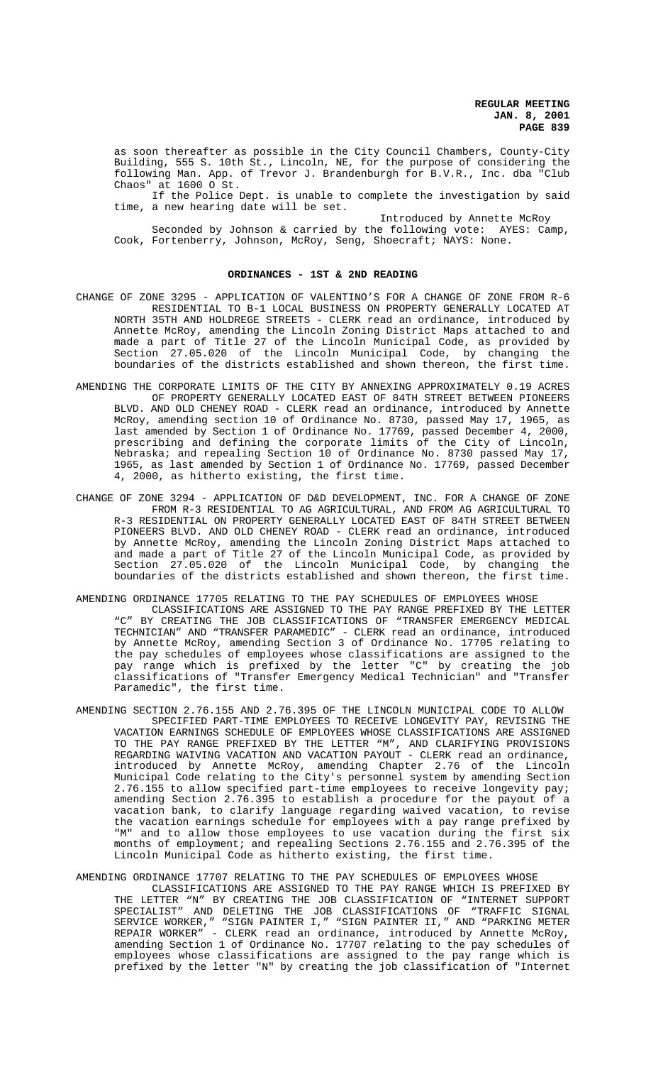as soon thereafter as possible in the City Council Chambers, County-City Building, 555 S. 10th St., Lincoln, NE, for the purpose of considering the following Man. App. of Trevor J. Brandenburgh for B.V.R., Inc. dba "Club Chaos" at 1600 O St.

If the Police Dept. is unable to complete the investigation by said time, a new hearing date will be set.

Introduced by Annette McRoy

Seconded by Johnson & carried by the following vote: AYES: Camp, Cook, Fortenberry, Johnson, McRoy, Seng, Shoecraft; NAYS: None.

## ORDINANCES - 1ST & 2ND READING

CHANGE OF ZONE 3295 - APPLICATION OF VALENTINO'S FOR A CHANGE OF ZONE FROM R-6 RESIDENTIAL TO B-1 LOCAL BUSINESS ON PROPERTY GENERALLY LOCATED AT NORTH 35TH AND HOLDREGE STREETS - CLERK read an ordinance, introduced by Annette McRoy, amending the Lincoln Zoning District Maps attached to and made a part of Title 27 of the Lincoln Municipal Code, as provided by Section 27.05.020 of the Lincoln Municipal Code, by changing the boundaries of the districts established and shown thereon, the first time.

AMENDING THE CORPORATE LIMITS OF THE CITY BY ANNEXING APPROXIMATELY 0.19 ACRES OF PROPERTY GENERALLY LOCATED EAST OF 84TH STREET BETWEEN PIONEERS BLVD. AND OLD CHENEY ROAD - CLERK read an ordinance, introduced by Annette McRoy, amending section 10 of Ordinance No. 8730, passed May 17, 1965, as last amended by Section 1 of Ordinance No. 17769, passed December 4, 2000, prescribing and defining the corporate limits of the City of Lincoln, Nebraska; and repealing Section 10 of Ordinance No. 8730 passed May 17, 1965, as last amended by Section 1 of Ordinance No. 17769, passed December 4, 2000, as hitherto existing, the first time.

CHANGE OF ZONE 3294 - APPLICATION OF D&D DEVELOPMENT, INC. FOR A CHANGE OF ZONE FROM R-3 RESIDENTIAL TO AG AGRICULTURAL, AND FROM AG AGRICULTURAL TO R-3 RESIDENTIAL ON PROPERTY GENERALLY LOCATED EAST OF 84TH STREET BETWEEN PIONEERS BLVD. AND OLD CHENEY ROAD - CLERK read an ordinance, introduced by Annette McRoy, amending the Lincoln Zoning District Maps attached to and made a part of Title 27 of the Lincoln Municipal Code, as provided by Section 27.05.020 of the Lincoln Municipal Code, by changing the boundaries of the districts established and shown thereon, the first time.

AMENDING ORDINANCE 17705 RELATING TO THE PAY SCHEDULES OF EMPLOYEES WHOSE CLASSIFICATIONS ARE ASSIGNED TO THE PAY RANGE PREFIXED BY THE LETTER "C" BY CREATING THE JOB CLASSIFICATIONS OF "TRANSFER EMERGENCY MEDICAL TECHNICIAN" AND "TRANSFER PARAMEDIC" - CLERK read an ordinance, introduced by Annette McRoy, amending Section 3 of Ordinance No. 17705 relating to the pay schedules of employees whose classifications are assigned to the pay range which is prefixed by the letter "C" by creating the job classifications of "Transfer Emergency Medical Technician" and "Transfer Paramedic", the first time.

AMENDING SECTION 2.76.155 AND 2.76.395 OF THE LINCOLN MUNICIPAL CODE TO ALLOW SPECIFIED PART-TIME EMPLOYEES TO RECEIVE LONGEVITY PAY, REVISING THE VACATION EARNINGS SCHEDULE OF EMPLOYEES WHOSE CLASSIFICATIONS ARE ASSIGNED TO THE PAY RANGE PREFIXED BY THE LETTER "M", AND CLARIFYING PROVISIONS REGARDING WAIVING VACATION AND VACATION PAYOUT - CLERK read an ordinance, introduced by Annette McRoy, amending Chapter 2.76 of the Lincoln Municipal Code relating to the City's personnel system by amending Section 2.76.155 to allow specified part-time employees to receive longevity pay; amending Section 2.76.395 to establish a procedure for the payout of a vacation bank, to clarify language regarding waived vacation, to revise the vacation earnings schedule for employees with a pay range prefixed by "M" and to allow those employees to use vacation during the first six months of employment; and repealing Sections 2.76.155 and 2.76.395 of the Lincoln Municipal Code as hitherto existing, the first time.

AMENDING ORDINANCE 17707 RELATING TO THE PAY SCHEDULES OF EMPLOYEES WHOSE CLASSIFICATIONS ARE ASSIGNED TO THE PAY RANGE WHICH IS PREFIXED BY THE LETTER "N" BY CREATING THE JOB CLASSIFICATION OF "INTERNET SUPPORT SPECIALIST" AND DELETING THE JOB CLASSIFICATIONS OF "TRAFFIC SIGNAL SERVICE WORKER," "SIGN PAINTER I," "SIGN PAINTER II," AND "PARKING METER REPAIR WORKER" - CLERK read an ordinance, introduced by Annette McRoy, amending Section 1 of Ordinance No. 17707 relating to the pay schedules of employees whose classifications are assigned to the pay range which is prefixed by the letter "N" by creating the job classification of "Internet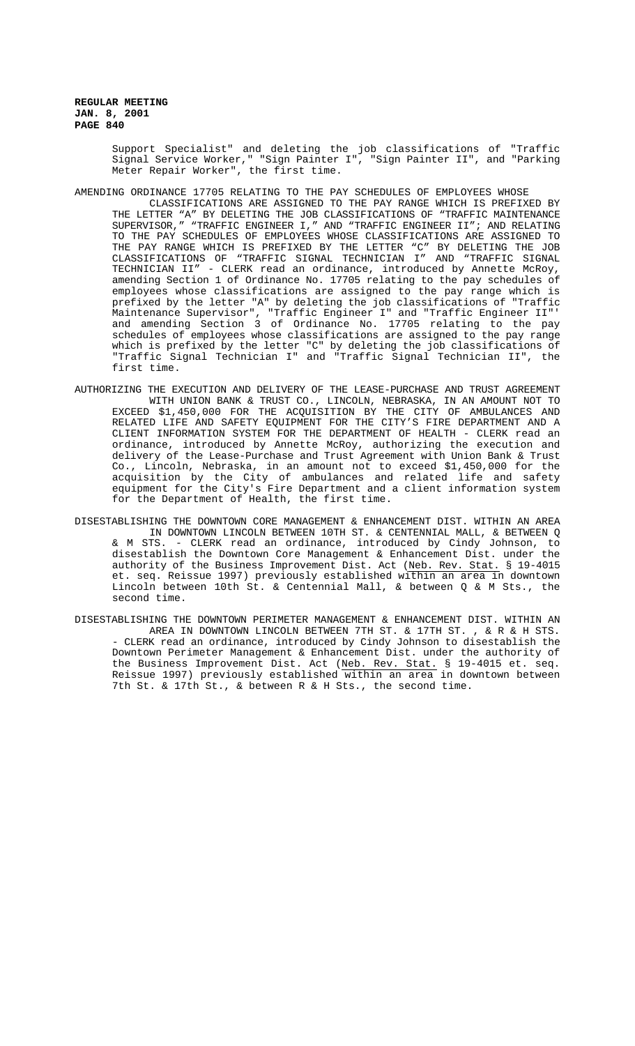Support Specialist" and deleting the job classifications of "Traffic Signal Service Worker," "Sign Painter I", "Sign Painter II", and "Parking Meter Repair Worker", the first time.

AMENDING ORDINANCE 17705 RELATING TO THE PAY SCHEDULES OF EMPLOYEES WHOSE CLASSIFICATIONS ARE ASSIGNED TO THE PAY RANGE WHICH IS PREFIXED BY THE LETTER "A" BY DELETING THE JOB CLASSIFICATIONS OF "TRAFFIC MAINTENANCE SUPERVISOR," "TRAFFIC ENGINEER I," AND "TRAFFIC ENGINEER II"; AND RELATING TO THE PAY SCHEDULES OF EMPLOYEES WHOSE CLASSIFICATIONS ARE ASSIGNED TO THE PAY RANGE WHICH IS PREFIXED BY THE LETTER "C" BY DELETING THE JOB CLASSIFICATIONS OF "TRAFFIC SIGNAL TECHNICIAN I" AND "TRAFFIC SIGNAL TECHNICIAN II" - CLERK read an ordinance, introduced by Annette McRoy, amending Section 1 of Ordinance No. 17705 relating to the pay schedules of employees whose classifications are assigned to the pay range which is prefixed by the letter "A" by deleting the job classifications of "Traffic Maintenance Supervisor", "Traffic Engineer I" and "Traffic Engineer II"' and amending Section 3 of Ordinance No. 17705 relating to the pay schedules of employees whose classifications are assigned to the pay range which is prefixed by the letter "C" by deleting the job classifications of "Traffic Signal Technician I" and "Traffic Signal Technician II", the first time.

AUTHORIZING THE EXECUTION AND DELIVERY OF THE LEASE-PURCHASE AND TRUST AGREEMENT WITH UNION BANK & TRUST CO., LINCOLN, NEBRASKA, IN AN AMOUNT NOT TO EXCEED $1,450,000 FOR THE ACQUISITION BY THE CITY OF AMBULANCES AND RELATED LIFE AND SAFETY EQUIPMENT FOR THE CITY'S FIRE DEPARTMENT AND A CLIENT INFORMATION SYSTEM FOR THE DEPARTMENT OF HEALTH - CLERK read an ordinance, introduced by Annette McRoy, authorizing the execution and delivery of the Lease-Purchase and Trust Agreement with Union Bank & Trust Co., Lincoln, Nebraska, in an amount not to exceed $1,450,000 for the acquisition by the City of ambulances and related life and safety equipment for the City's Fire Department and a client information system for the Department of Health, the first time.

DISESTABLISHING THE DOWNTOWN CORE MANAGEMENT & ENHANCEMENT DIST. WITHIN AN AREA IN DOWNTOWN LINCOLN BETWEEN 10TH ST. & CENTENNIAL MALL, & BETWEEN Q & M STS. - CLERK read an ordinance, introduced by Cindy Johnson, to disestablish the Downtown Core Management & Enhancement Dist. under the authority of the Business Improvement Dist. Act (<u>Neb. Rev. Stat.</u> § 19-4015 et. seq. Reissue 1997) previously established <u>within an area</u> in downtown Lincoln between 10th St. & Centennial Mall, & between Q & M Sts., the second time.

DISESTABLISHING THE DOWNTOWN PERIMETER MANAGEMENT & ENHANCEMENT DIST. WITHIN AN AREA IN DOWNTOWN LINCOLN BETWEEN 7TH ST. & 17TH ST. , & R & H STS. - CLERK read an ordinance, introduced by Cindy Johnson to disestablish the Downtown Perimeter Management & Enhancement Dist. under the authority of the Business Improvement Dist. Act (<u>Neb. Rev. Stat.</u> § 19-4015 et. seq. Reissue 1997) previously established <u>within an area</u> in downtown between 7th St. & 17th St., & between R & H Sts., the second time.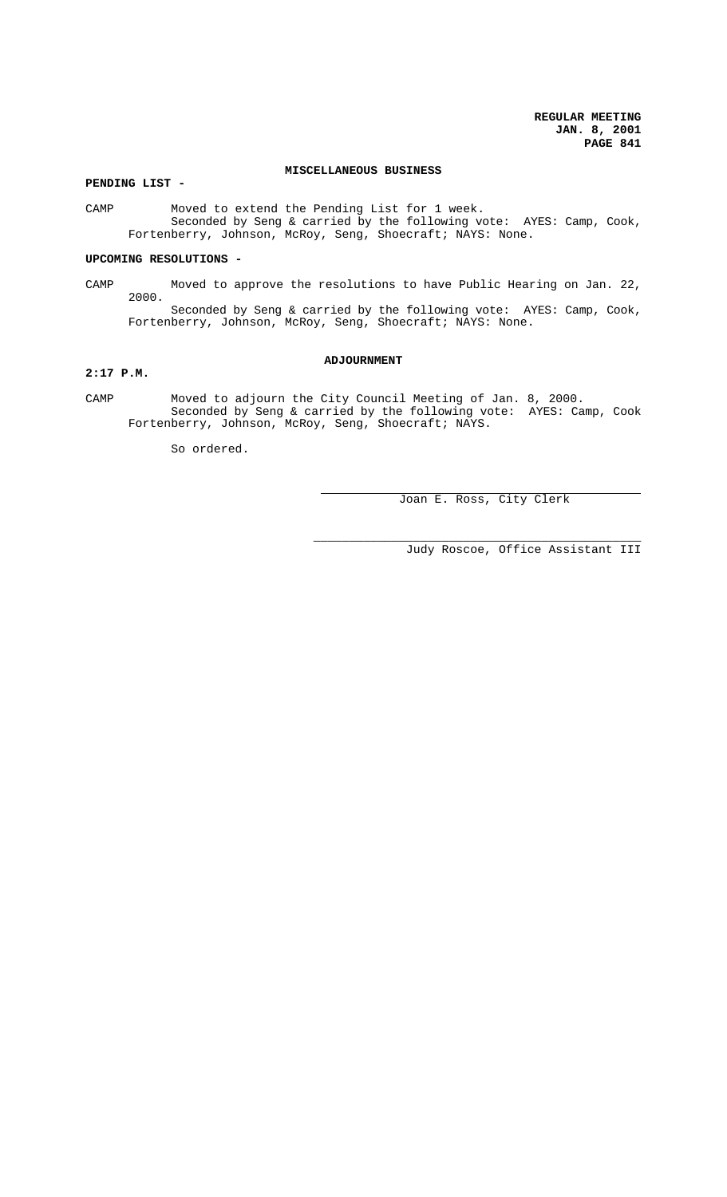## MISCELLANEOUS BUSINESS

**PENDING LIST -**

CAMP Moved to extend the Pending List for 1 week.
Seconded by Seng & carried by the following vote: AYES: Camp, Cook, Fortenberry, Johnson, McRoy, Seng, Shoecraft; NAYS: None.

**UPCOMING RESOLUTIONS -**

CAMP Moved to approve the resolutions to have Public Hearing on Jan. 22, 2000.
Seconded by Seng & carried by the following vote: AYES: Camp, Cook, Fortenberry, Johnson, McRoy, Seng, Shoecraft; NAYS: None.

## ADJOURNMENT

**2:17 P.M.**

CAMP Moved to adjourn the City Council Meeting of Jan. 8, 2000.
Seconded by Seng & carried by the following vote: AYES: Camp, Cook Fortenberry, Johnson, McRoy, Seng, Shoecraft; NAYS.

So ordered.

\_\_\_\_\_\_\_\_\_\_\_\_\_\_\_\_\_\_\_\_\_\_\_\_\_\_\_\_\_\_\_\_\_\_\_\_\_\_\_\_
Joan E. Ross, City Clerk

\_\_\_\_\_\_\_\_\_\_\_\_\_\_\_\_\_\_\_\_\_\_\_\_\_\_\_\_\_\_\_\_\_\_\_\_\_\_\_\_
Judy Roscoe, Office Assistant III